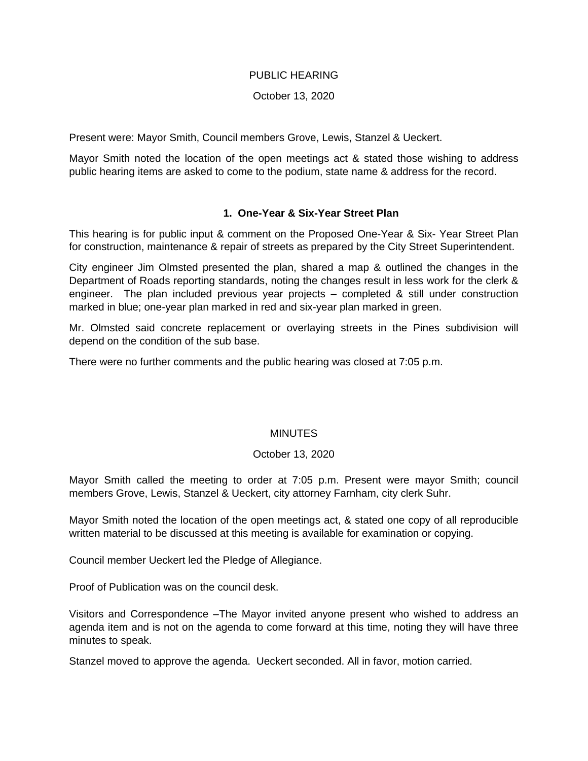# PUBLIC HEARING

October 13, 2020

Present were: Mayor Smith, Council members Grove, Lewis, Stanzel & Ueckert.

Mayor Smith noted the location of the open meetings act & stated those wishing to address public hearing items are asked to come to the podium, state name & address for the record.

### 1. One-Year & Six-Year Street Plan

This hearing is for public input & comment on the Proposed One-Year & Six- Year Street Plan for construction, maintenance & repair of streets as prepared by the City Street Superintendent.

City engineer Jim Olmsted presented the plan, shared a map & outlined the changes in the Department of Roads reporting standards, noting the changes result in less work for the clerk & engineer. The plan included previous year projects – completed & still under construction marked in blue; one-year plan marked in red and six-year plan marked in green.

Mr. Olmsted said concrete replacement or overlaying streets in the Pines subdivision will depend on the condition of the sub base.

There were no further comments and the public hearing was closed at 7:05 p.m.

# MINUTES

October 13, 2020

Mayor Smith called the meeting to order at 7:05 p.m. Present were mayor Smith; council members Grove, Lewis, Stanzel & Ueckert, city attorney Farnham, city clerk Suhr.

Mayor Smith noted the location of the open meetings act, & stated one copy of all reproducible written material to be discussed at this meeting is available for examination or copying.

Council member Ueckert led the Pledge of Allegiance.

Proof of Publication was on the council desk.

Visitors and Correspondence –The Mayor invited anyone present who wished to address an agenda item and is not on the agenda to come forward at this time, noting they will have three minutes to speak.

Stanzel moved to approve the agenda. Ueckert seconded. All in favor, motion carried.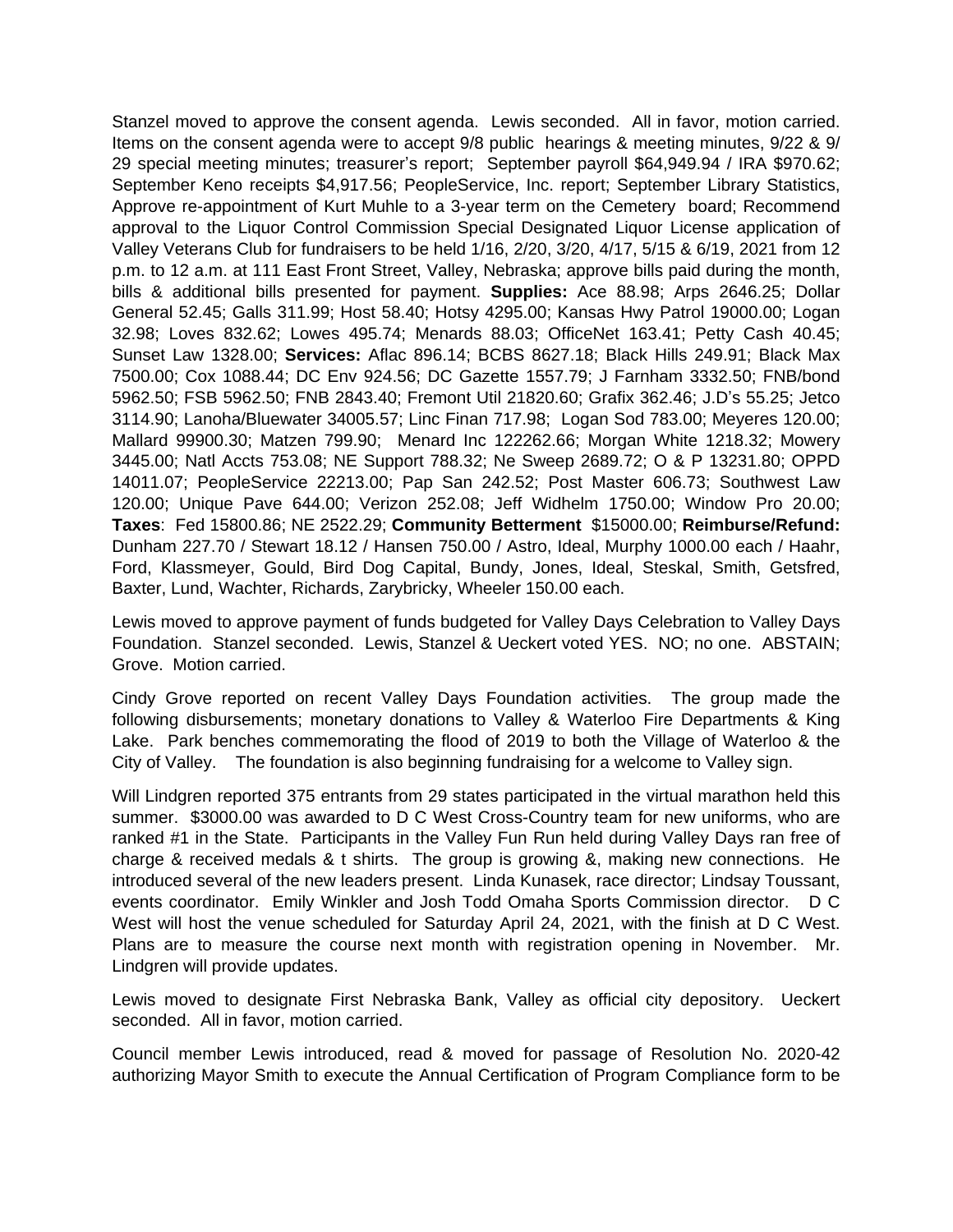Stanzel moved to approve the consent agenda. Lewis seconded. All in favor, motion carried. Items on the consent agenda were to accept 9/8 public hearings & meeting minutes, 9/22 & 9/29 special meeting minutes; treasurer's report; September payroll $64,949.94 / IRA $970.62; September Keno receipts $4,917.56; PeopleService, Inc. report; September Library Statistics, Approve re-appointment of Kurt Muhle to a 3-year term on the Cemetery board; Recommend approval to the Liquor Control Commission Special Designated Liquor License application of Valley Veterans Club for fundraisers to be held 1/16, 2/20, 3/20, 4/17, 5/15 & 6/19, 2021 from 12 p.m. to 12 a.m. at 111 East Front Street, Valley, Nebraska; approve bills paid during the month, bills & additional bills presented for payment. **Supplies:** Ace 88.98; Arps 2646.25; Dollar General 52.45; Galls 311.99; Host 58.40; Hotsy 4295.00; Kansas Hwy Patrol 19000.00; Logan 32.98; Loves 832.62; Lowes 495.74; Menards 88.03; OfficeNet 163.41; Petty Cash 40.45; Sunset Law 1328.00; **Services:** Aflac 896.14; BCBS 8627.18; Black Hills 249.91; Black Max 7500.00; Cox 1088.44; DC Env 924.56; DC Gazette 1557.79; J Farnham 3332.50; FNB/bond 5962.50; FSB 5962.50; FNB 2843.40; Fremont Util 21820.60; Grafix 362.46; J.D's 55.25; Jetco 3114.90; Lanoha/Bluewater 34005.57; Linc Finan 717.98; Logan Sod 783.00; Meyeres 120.00; Mallard 99900.30; Matzen 799.90; Menard Inc 122262.66; Morgan White 1218.32; Mowery 3445.00; Natl Accts 753.08; NE Support 788.32; Ne Sweep 2689.72; O & P 13231.80; OPPD 14011.07; PeopleService 22213.00; Pap San 242.52; Post Master 606.73; Southwest Law 120.00; Unique Pave 644.00; Verizon 252.08; Jeff Widhelm 1750.00; Window Pro 20.00; **Taxes**: Fed 15800.86; NE 2522.29; **Community Betterment** $15000.00; **Reimburse/Refund:** Dunham 227.70 / Stewart 18.12 / Hansen 750.00 / Astro, Ideal, Murphy 1000.00 each / Haahr, Ford, Klassmeyer, Gould, Bird Dog Capital, Bundy, Jones, Ideal, Steskal, Smith, Getsfred, Baxter, Lund, Wachter, Richards, Zarybricky, Wheeler 150.00 each.

Lewis moved to approve payment of funds budgeted for Valley Days Celebration to Valley Days Foundation. Stanzel seconded. Lewis, Stanzel & Ueckert voted YES. NO; no one. ABSTAIN; Grove. Motion carried.

Cindy Grove reported on recent Valley Days Foundation activities. The group made the following disbursements; monetary donations to Valley & Waterloo Fire Departments & King Lake. Park benches commemorating the flood of 2019 to both the Village of Waterloo & the City of Valley. The foundation is also beginning fundraising for a welcome to Valley sign.

Will Lindgren reported 375 entrants from 29 states participated in the virtual marathon held this summer. $3000.00 was awarded to D C West Cross-Country team for new uniforms, who are ranked #1 in the State. Participants in the Valley Fun Run held during Valley Days ran free of charge & received medals & t shirts. The group is growing &, making new connections. He introduced several of the new leaders present. Linda Kunasek, race director; Lindsay Toussant, events coordinator. Emily Winkler and Josh Todd Omaha Sports Commission director. D C West will host the venue scheduled for Saturday April 24, 2021, with the finish at D C West. Plans are to measure the course next month with registration opening in November. Mr. Lindgren will provide updates.

Lewis moved to designate First Nebraska Bank, Valley as official city depository. Ueckert seconded. All in favor, motion carried.

Council member Lewis introduced, read & moved for passage of Resolution No. 2020-42 authorizing Mayor Smith to execute the Annual Certification of Program Compliance form to be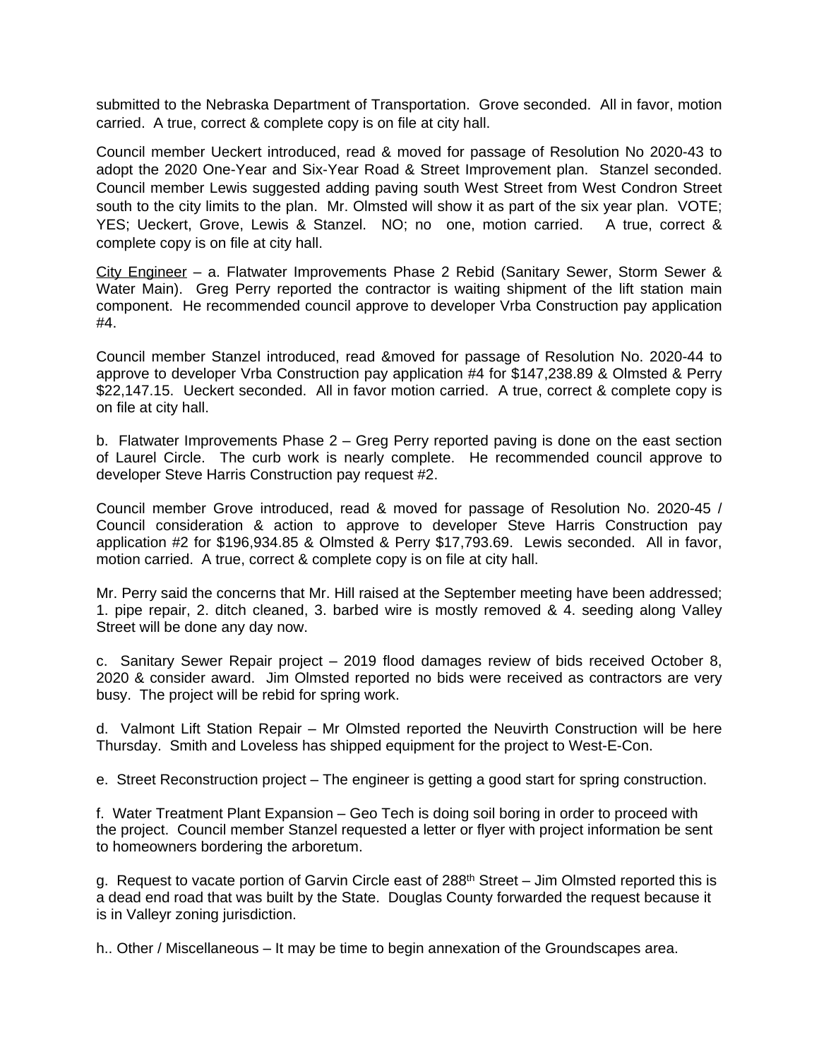submitted to the Nebraska Department of Transportation. Grove seconded. All in favor, motion carried. A true, correct & complete copy is on file at city hall.

Council member Ueckert introduced, read & moved for passage of Resolution No 2020-43 to adopt the 2020 One-Year and Six-Year Road & Street Improvement plan. Stanzel seconded. Council member Lewis suggested adding paving south West Street from West Condron Street south to the city limits to the plan. Mr. Olmsted will show it as part of the six year plan. VOTE; YES; Ueckert, Grove, Lewis & Stanzel. NO; no one, motion carried. A true, correct & complete copy is on file at city hall.

City Engineer – a. Flatwater Improvements Phase 2 Rebid (Sanitary Sewer, Storm Sewer & Water Main). Greg Perry reported the contractor is waiting shipment of the lift station main component. He recommended council approve to developer Vrba Construction pay application #4.

Council member Stanzel introduced, read &moved for passage of Resolution No. 2020-44 to approve to developer Vrba Construction pay application #4 for $147,238.89 & Olmsted & Perry $22,147.15. Ueckert seconded. All in favor motion carried. A true, correct & complete copy is on file at city hall.

b. Flatwater Improvements Phase 2 – Greg Perry reported paving is done on the east section of Laurel Circle. The curb work is nearly complete. He recommended council approve to developer Steve Harris Construction pay request #2.

Council member Grove introduced, read & moved for passage of Resolution No. 2020-45 / Council consideration & action to approve to developer Steve Harris Construction pay application #2 for $196,934.85 & Olmsted & Perry $17,793.69. Lewis seconded. All in favor, motion carried. A true, correct & complete copy is on file at city hall.

Mr. Perry said the concerns that Mr. Hill raised at the September meeting have been addressed; 1. pipe repair, 2. ditch cleaned, 3. barbed wire is mostly removed & 4. seeding along Valley Street will be done any day now.

c. Sanitary Sewer Repair project – 2019 flood damages review of bids received October 8, 2020 & consider award. Jim Olmsted reported no bids were received as contractors are very busy. The project will be rebid for spring work.

d. Valmont Lift Station Repair – Mr Olmsted reported the Neuvirth Construction will be here Thursday. Smith and Loveless has shipped equipment for the project to West-E-Con.

e. Street Reconstruction project – The engineer is getting a good start for spring construction.

f. Water Treatment Plant Expansion – Geo Tech is doing soil boring in order to proceed with the project. Council member Stanzel requested a letter or flyer with project information be sent to homeowners bordering the arboretum.

g. Request to vacate portion of Garvin Circle east of 288th Street – Jim Olmsted reported this is a dead end road that was built by the State. Douglas County forwarded the request because it is in Valleyr zoning jurisdiction.

h.. Other / Miscellaneous – It may be time to begin annexation of the Groundscapes area.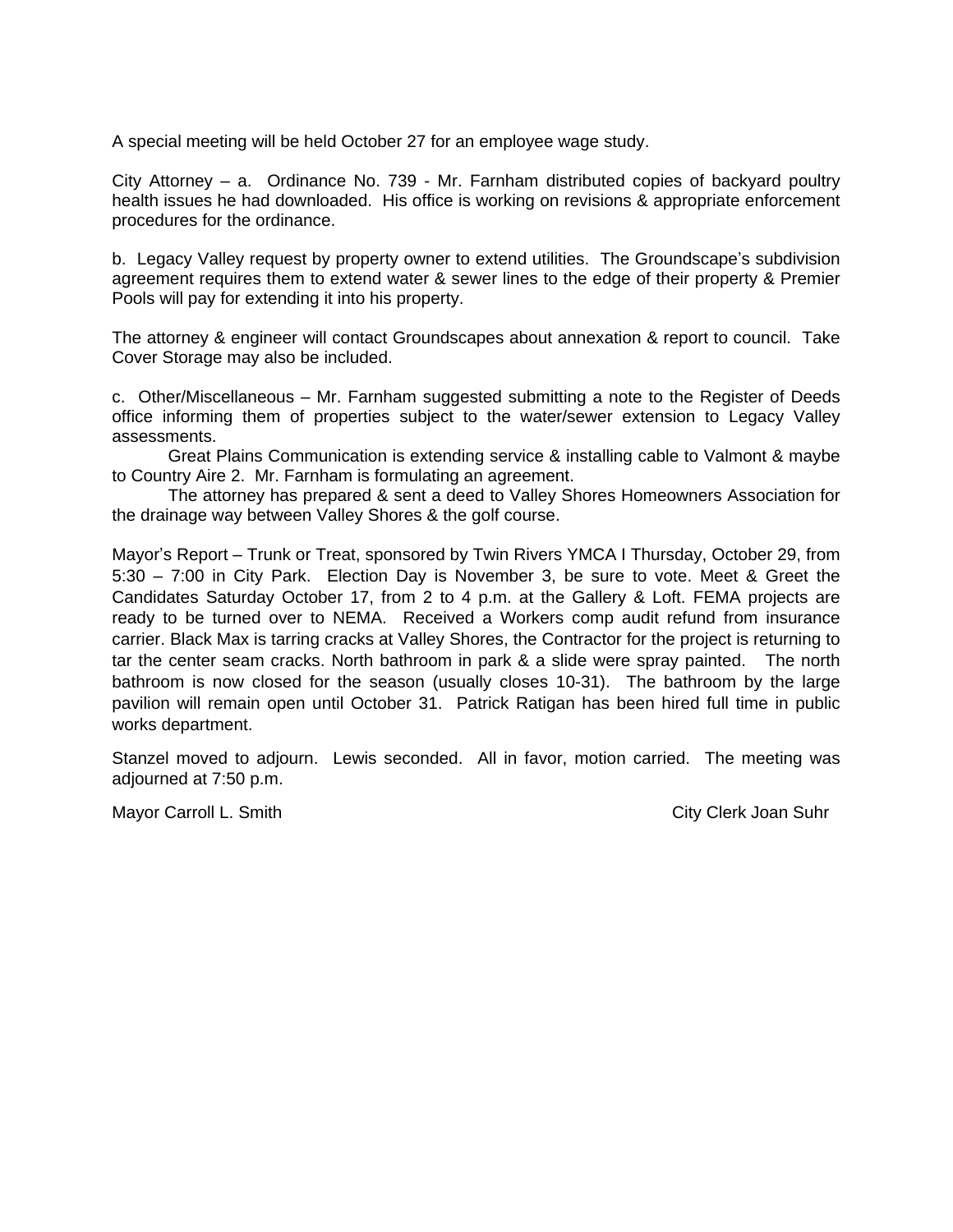A special meeting will be held October 27 for an employee wage study.

City Attorney – a. Ordinance No. 739 - Mr. Farnham distributed copies of backyard poultry health issues he had downloaded. His office is working on revisions & appropriate enforcement procedures for the ordinance.

b. Legacy Valley request by property owner to extend utilities. The Groundscape's subdivision agreement requires them to extend water & sewer lines to the edge of their property & Premier Pools will pay for extending it into his property.

The attorney & engineer will contact Groundscapes about annexation & report to council. Take Cover Storage may also be included.

c. Other/Miscellaneous – Mr. Farnham suggested submitting a note to the Register of Deeds office informing them of properties subject to the water/sewer extension to Legacy Valley assessments.

Great Plains Communication is extending service & installing cable to Valmont & maybe to Country Aire 2. Mr. Farnham is formulating an agreement.

The attorney has prepared & sent a deed to Valley Shores Homeowners Association for the drainage way between Valley Shores & the golf course.

Mayor's Report – Trunk or Treat, sponsored by Twin Rivers YMCA I Thursday, October 29, from 5:30 – 7:00 in City Park. Election Day is November 3, be sure to vote. Meet & Greet the Candidates Saturday October 17, from 2 to 4 p.m. at the Gallery & Loft. FEMA projects are ready to be turned over to NEMA. Received a Workers comp audit refund from insurance carrier. Black Max is tarring cracks at Valley Shores, the Contractor for the project is returning to tar the center seam cracks. North bathroom in park & a slide were spray painted. The north bathroom is now closed for the season (usually closes 10-31). The bathroom by the large pavilion will remain open until October 31. Patrick Ratigan has been hired full time in public works department.

Stanzel moved to adjourn. Lewis seconded. All in favor, motion carried. The meeting was adjourned at 7:50 p.m.

Mayor Carroll L. Smith　　　　　　　　　　City Clerk Joan Suhr